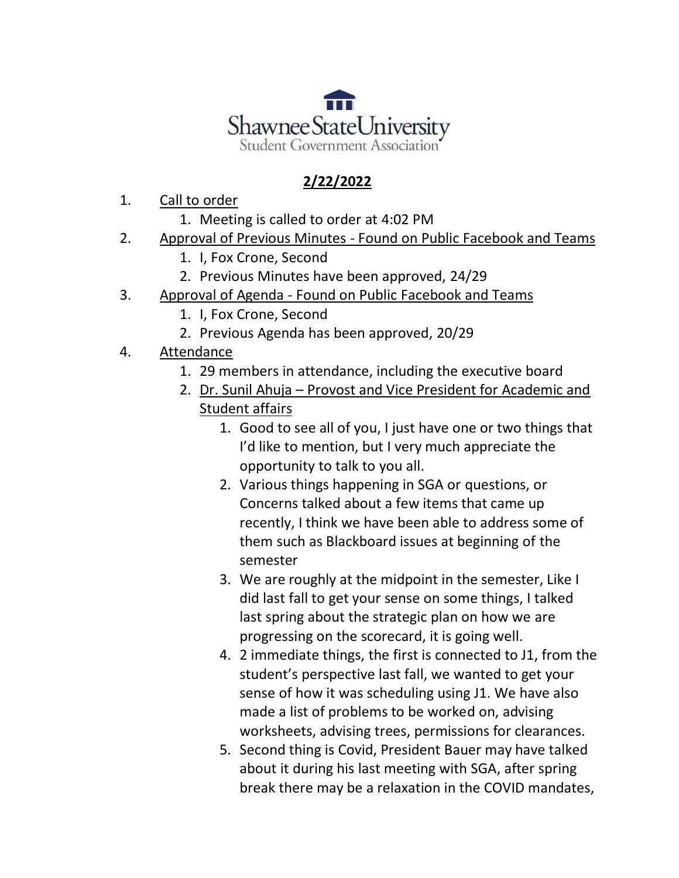Shawnee State University
Student Government Association

## 2/22/2022

1. Call to order
    1. Meeting is called to order at 4:02 PM
2. Approval of Previous Minutes - Found on Public Facebook and Teams
    1. I, Fox Crone, Second
    2. Previous Minutes have been approved, 24/29
3. Approval of Agenda - Found on Public Facebook and Teams
    1. I, Fox Crone, Second
    2. Previous Agenda has been approved, 20/29
4. Attendance
    1. 29 members in attendance, including the executive board
    2. Dr. Sunil Ahuja – Provost and Vice President for Academic and Student affairs
        1. Good to see all of you, I just have one or two things that I'd like to mention, but I very much appreciate the opportunity to talk to you all.
        2. Various things happening in SGA or questions, or Concerns talked about a few items that came up recently, I think we have been able to address some of them such as Blackboard issues at beginning of the semester
        3. We are roughly at the midpoint in the semester, Like I did last fall to get your sense on some things, I talked last spring about the strategic plan on how we are progressing on the scorecard, it is going well.
        4. 2 immediate things, the first is connected to J1, from the student's perspective last fall, we wanted to get your sense of how it was scheduling using J1. We have also made a list of problems to be worked on, advising worksheets, advising trees, permissions for clearances.
        5. Second thing is Covid, President Bauer may have talked about it during his last meeting with SGA, after spring break there may be a relaxation in the COVID mandates,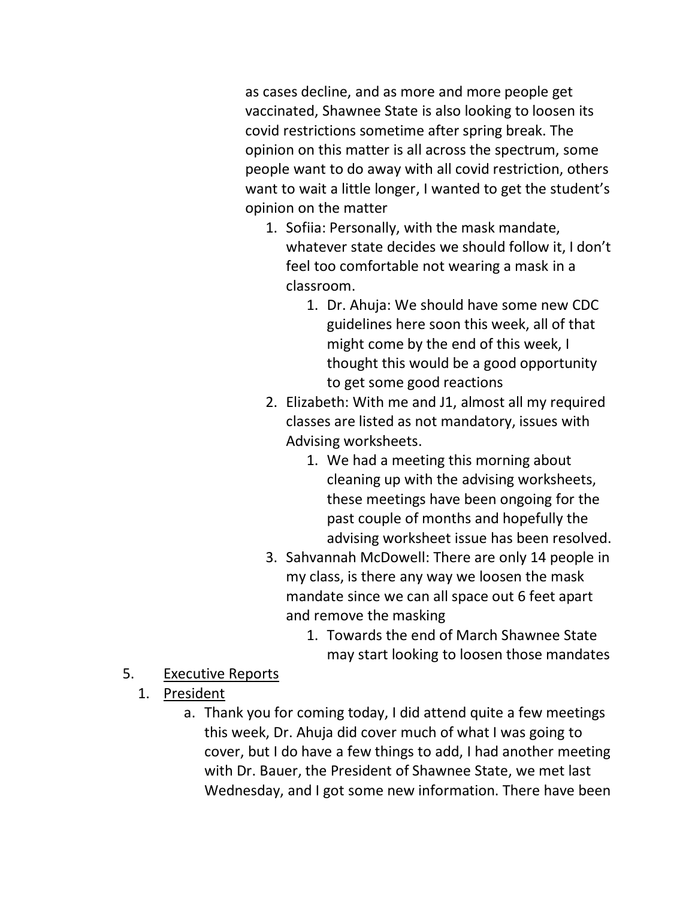as cases decline, and as more and more people get vaccinated, Shawnee State is also looking to loosen its covid restrictions sometime after spring break. The opinion on this matter is all across the spectrum, some people want to do away with all covid restriction, others want to wait a little longer, I wanted to get the student's opinion on the matter

1. Sofiia: Personally, with the mask mandate, whatever state decides we should follow it, I don't feel too comfortable not wearing a mask in a classroom.
    1. Dr. Ahuja: We should have some new CDC guidelines here soon this week, all of that might come by the end of this week, I thought this would be a good opportunity to get some good reactions
2. Elizabeth: With me and J1, almost all my required classes are listed as not mandatory, issues with Advising worksheets.
    1. We had a meeting this morning about cleaning up with the advising worksheets, these meetings have been ongoing for the past couple of months and hopefully the advising worksheet issue has been resolved.
3. Sahvannah McDowell: There are only 14 people in my class, is there any way we loosen the mask mandate since we can all space out 6 feet apart and remove the masking
    1. Towards the end of March Shawnee State may start looking to loosen those mandates

5. <u>Executive Reports</u>
    1. <u>President</u>
        a. Thank you for coming today, I did attend quite a few meetings this week, Dr. Ahuja did cover much of what I was going to cover, but I do have a few things to add, I had another meeting with Dr. Bauer, the President of Shawnee State, we met last Wednesday, and I got some new information. There have been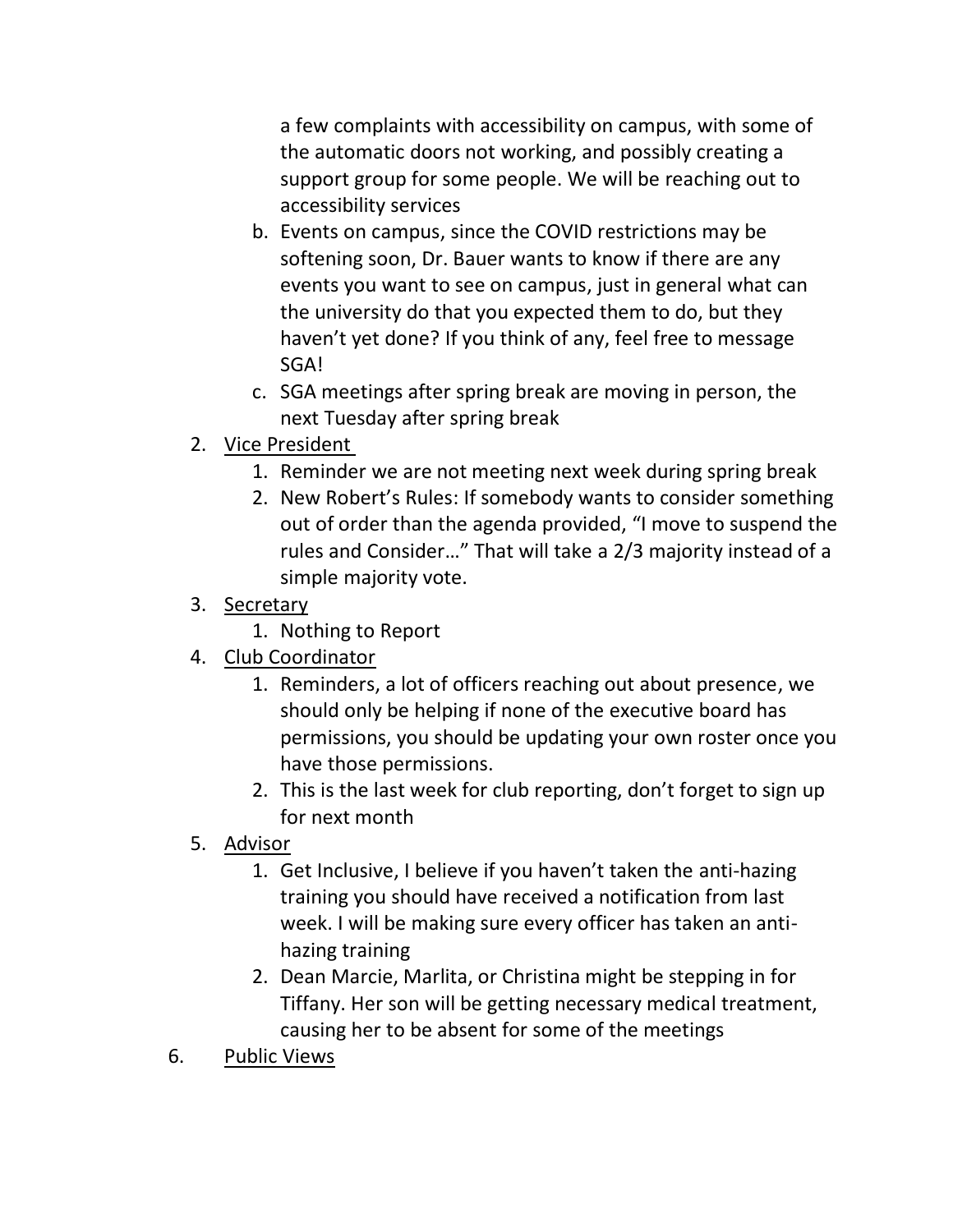a few complaints with accessibility on campus, with some of the automatic doors not working, and possibly creating a support group for some people. We will be reaching out to accessibility services

   b. Events on campus, since the COVID restrictions may be softening soon, Dr. Bauer wants to know if there are any events you want to see on campus, just in general what can the university do that you expected them to do, but they haven't yet done? If you think of any, feel free to message SGA!
   c. SGA meetings after spring break are moving in person, the next Tuesday after spring break

2. <u>Vice President</u>
   1. Reminder we are not meeting next week during spring break
   2. New Robert's Rules: If somebody wants to consider something out of order than the agenda provided, "I move to suspend the rules and Consider…" That will take a 2/3 majority instead of a simple majority vote.
3. <u>Secretary</u>
   1. Nothing to Report
4. <u>Club Coordinator</u>
   1. Reminders, a lot of officers reaching out about presence, we should only be helping if none of the executive board has permissions, you should be updating your own roster once you have those permissions.
   2. This is the last week for club reporting, don't forget to sign up for next month
5. <u>Advisor</u>
   1. Get Inclusive, I believe if you haven't taken the anti-hazing training you should have received a notification from last week. I will be making sure every officer has taken an anti-hazing training
   2. Dean Marcie, Marlita, or Christina might be stepping in for Tiffany. Her son will be getting necessary medical treatment, causing her to be absent for some of the meetings

6. <u>Public Views</u>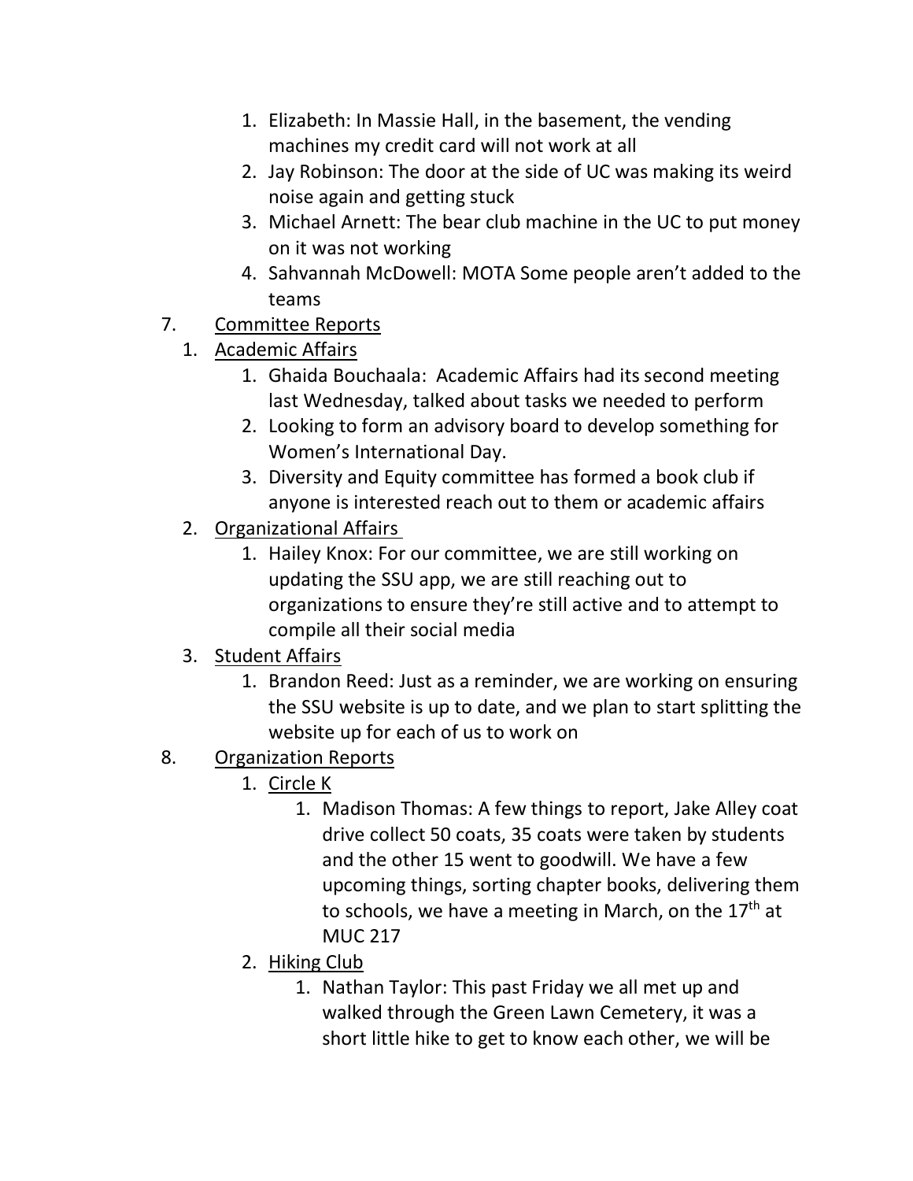1. Elizabeth: In Massie Hall, in the basement, the vending machines my credit card will not work at all
2. Jay Robinson: The door at the side of UC was making its weird noise again and getting stuck
3. Michael Arnett: The bear club machine in the UC to put money on it was not working
4. Sahvannah McDowell: MOTA Some people aren't added to the teams

7. <u>Committee Reports</u>
   1. <u>Academic Affairs</u>
      1. Ghaida Bouchaala: Academic Affairs had its second meeting last Wednesday, talked about tasks we needed to perform
      2. Looking to form an advisory board to develop something for Women's International Day.
      3. Diversity and Equity committee has formed a book club if anyone is interested reach out to them or academic affairs
   2. <u>Organizational Affairs</u>
      1. Hailey Knox: For our committee, we are still working on updating the SSU app, we are still reaching out to organizations to ensure they're still active and to attempt to compile all their social media
   3. <u>Student Affairs</u>
      1. Brandon Reed: Just as a reminder, we are working on ensuring the SSU website is up to date, and we plan to start splitting the website up for each of us to work on

8. <u>Organization Reports</u>
   1. <u>Circle K</u>
      1. Madison Thomas: A few things to report, Jake Alley coat drive collect 50 coats, 35 coats were taken by students and the other 15 went to goodwill. We have a few upcoming things, sorting chapter books, delivering them to schools, we have a meeting in March, on the 17th at MUC 217
   2. <u>Hiking Club</u>
      1. Nathan Taylor: This past Friday we all met up and walked through the Green Lawn Cemetery, it was a short little hike to get to know each other, we will be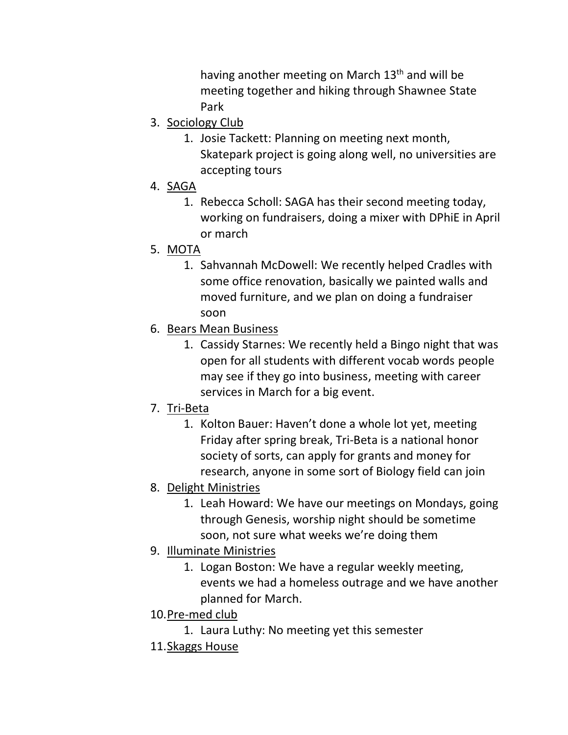having another meeting on March 13th and will be meeting together and hiking through Shawnee State Park

3. <u>Sociology Club</u>
   1. Josie Tackett: Planning on meeting next month, Skatepark project is going along well, no universities are accepting tours
4. <u>SAGA</u>
   1. Rebecca Scholl: SAGA has their second meeting today, working on fundraisers, doing a mixer with DPhiE in April or march
5. <u>MOTA</u>
   1. Sahvannah McDowell: We recently helped Cradles with some office renovation, basically we painted walls and moved furniture, and we plan on doing a fundraiser soon
6. <u>Bears Mean Business</u>
   1. Cassidy Starnes: We recently held a Bingo night that was open for all students with different vocab words people may see if they go into business, meeting with career services in March for a big event.
7. <u>Tri-Beta</u>
   1. Kolton Bauer: Haven't done a whole lot yet, meeting Friday after spring break, Tri-Beta is a national honor society of sorts, can apply for grants and money for research, anyone in some sort of Biology field can join
8. <u>Delight Ministries</u>
   1. Leah Howard: We have our meetings on Mondays, going through Genesis, worship night should be sometime soon, not sure what weeks we're doing them
9. <u>Illuminate Ministries</u>
   1. Logan Boston: We have a regular weekly meeting, events we had a homeless outrage and we have another planned for March.
10. <u>Pre-med club</u>
    1. Laura Luthy: No meeting yet this semester
11. <u>Skaggs House</u>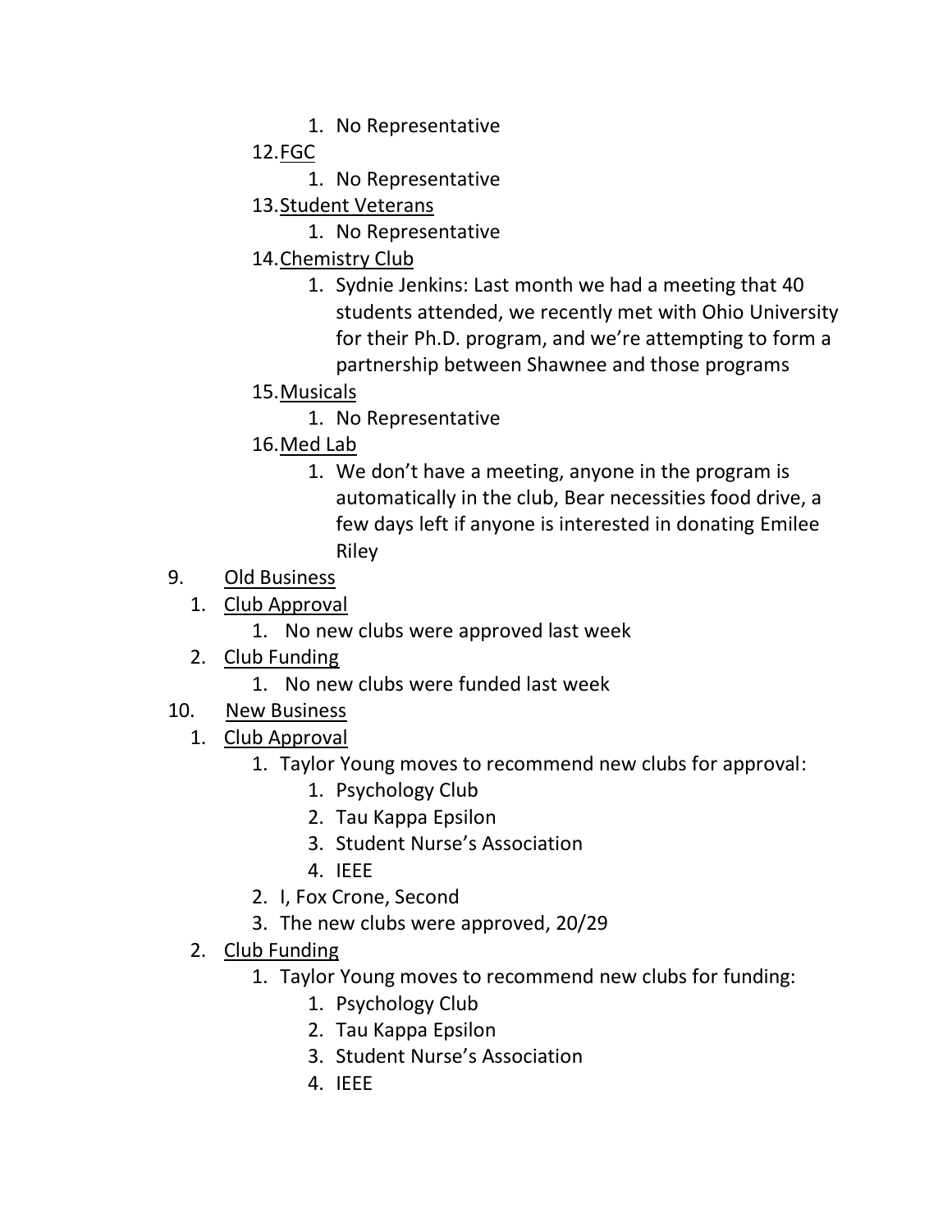1. No Representative
   12. FGC
      1. No Representative
   13. Student Veterans
      1. No Representative
   14. Chemistry Club
      1. Sydnie Jenkins: Last month we had a meeting that 40 students attended, we recently met with Ohio University for their Ph.D. program, and we're attempting to form a partnership between Shawnee and those programs
   15. Musicals
      1. No Representative
   16. Med Lab
      1. We don't have a meeting, anyone in the program is automatically in the club, Bear necessities food drive, a few days left if anyone is interested in donating Emilee Riley

9. Old Business
   1. Club Approval
      1. No new clubs were approved last week
   2. Club Funding
      1. No new clubs were funded last week

10. New Business
   1. Club Approval
      1. Taylor Young moves to recommend new clubs for approval:
         1. Psychology Club
         2. Tau Kappa Epsilon
         3. Student Nurse's Association
         4. IEEE
      2. I, Fox Crone, Second
      3. The new clubs were approved, 20/29
   2. Club Funding
      1. Taylor Young moves to recommend new clubs for funding:
         1. Psychology Club
         2. Tau Kappa Epsilon
         3. Student Nurse's Association
         4. IEEE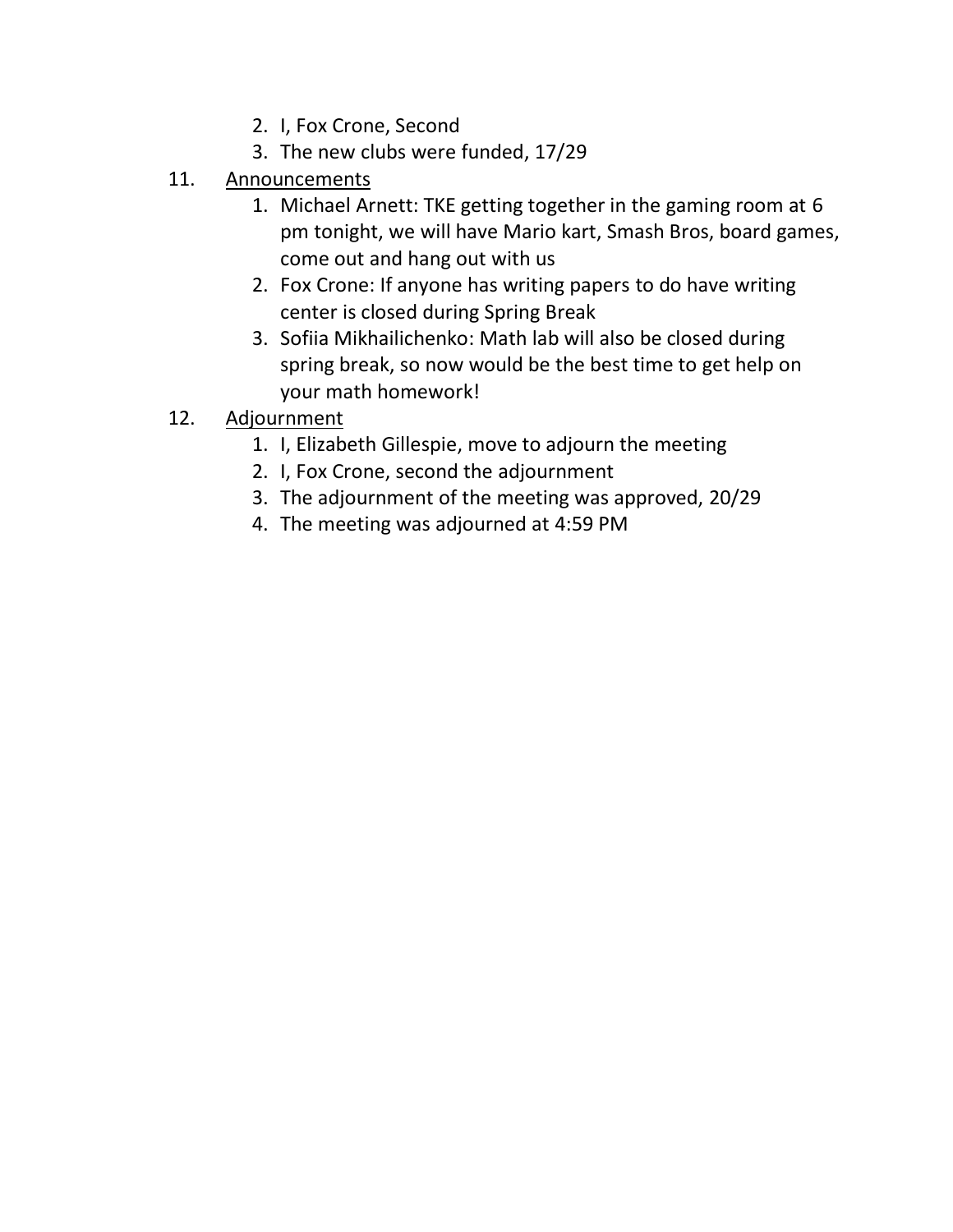2. I, Fox Crone, Second
3. The new clubs were funded, 17/29

11. Announcements
    1. Michael Arnett: TKE getting together in the gaming room at 6 pm tonight, we will have Mario kart, Smash Bros, board games, come out and hang out with us
    2. Fox Crone: If anyone has writing papers to do have writing center is closed during Spring Break
    3. Sofiia Mikhailichenko: Math lab will also be closed during spring break, so now would be the best time to get help on your math homework!

12. Adjournment
    1. I, Elizabeth Gillespie, move to adjourn the meeting
    2. I, Fox Crone, second the adjournment
    3. The adjournment of the meeting was approved, 20/29
    4. The meeting was adjourned at 4:59 PM